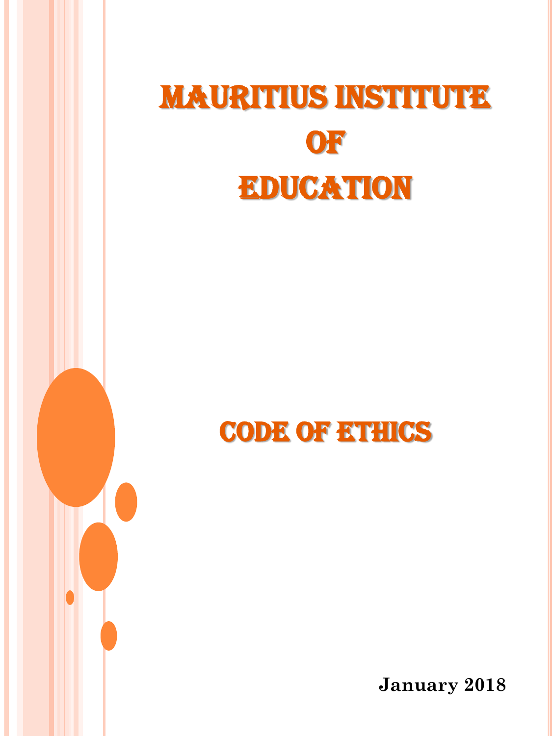# MAURITIUS INSTITUTE OF EDUCATION

# CODE OF ETHICS

**January 2018**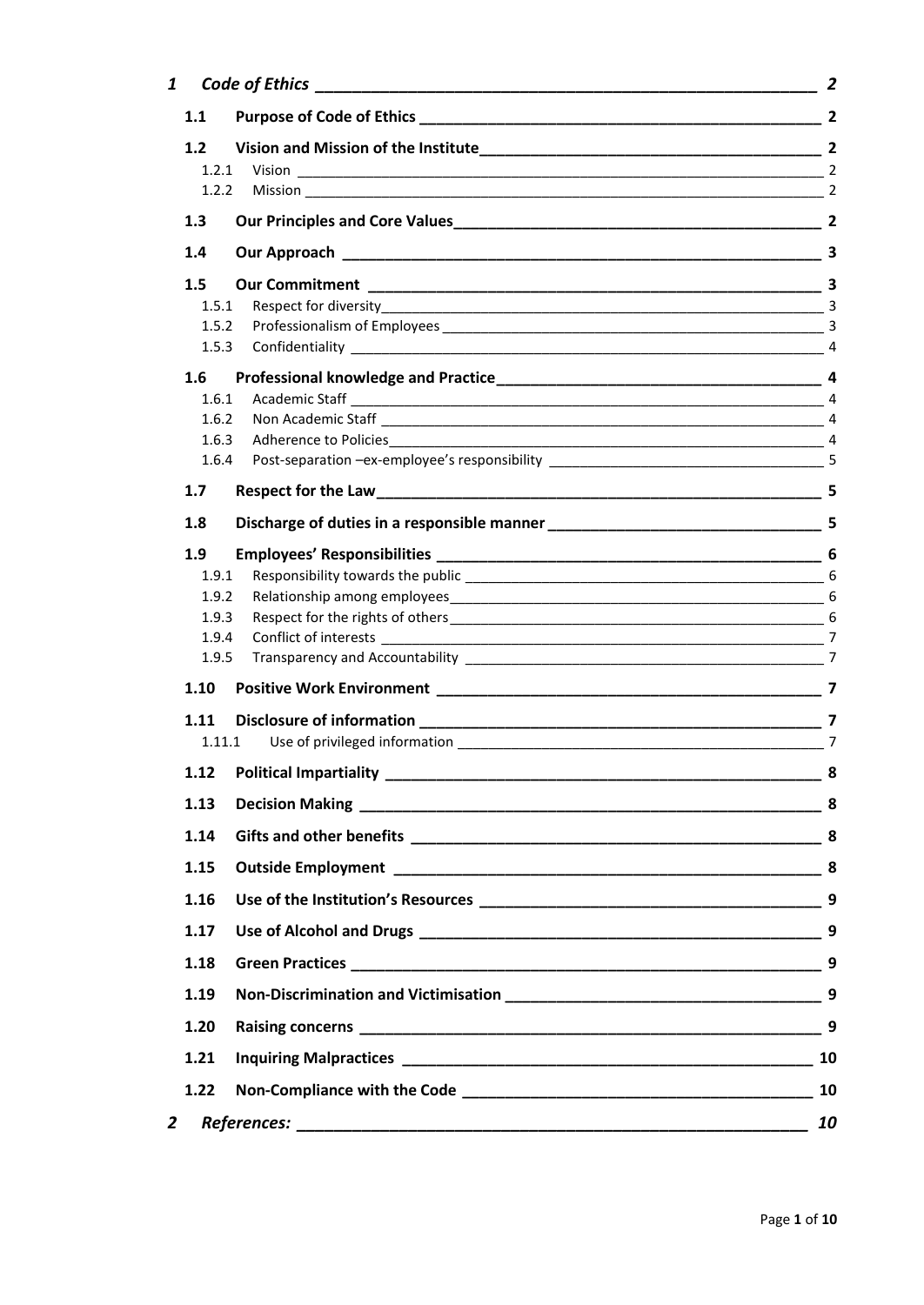- 1 Code of Ethics — 2
  - 1.1 Purpose of Code of Ethics — 2
  - 1.2 Vision and Mission of the Institute — 2
    - 1.2.1 Vision — 2
    - 1.2.2 Mission — 2
  - 1.3 Our Principles and Core Values — 2
  - 1.4 Our Approach — 3
  - 1.5 Our Commitment — 3
    - 1.5.1 Respect for diversity — 3
    - 1.5.2 Professionalism of Employees — 3
    - 1.5.3 Confidentiality — 4
  - 1.6 Professional knowledge and Practice — 4
    - 1.6.1 Academic Staff — 4
    - 1.6.2 Non Academic Staff — 4
    - 1.6.3 Adherence to Policies — 4
    - 1.6.4 Post-separation –ex-employee's responsibility — 5
  - 1.7 Respect for the Law — 5
  - 1.8 Discharge of duties in a responsible manner — 5
  - 1.9 Employees' Responsibilities — 6
    - 1.9.1 Responsibility towards the public — 6
    - 1.9.2 Relationship among employees — 6
    - 1.9.3 Respect for the rights of others — 6
    - 1.9.4 Conflict of interests — 7
    - 1.9.5 Transparency and Accountability — 7
  - 1.10 Positive Work Environment — 7
  - 1.11 Disclosure of information — 7
    - 1.11.1 Use of privileged information — 7
  - 1.12 Political Impartiality — 8
  - 1.13 Decision Making — 8
  - 1.14 Gifts and other benefits — 8
  - 1.15 Outside Employment — 8
  - 1.16 Use of the Institution's Resources — 9
  - 1.17 Use of Alcohol and Drugs — 9
  - 1.18 Green Practices — 9
  - 1.19 Non-Discrimination and Victimisation — 9
  - 1.20 Raising concerns — 9
  - 1.21 Inquiring Malpractices — 10
  - 1.22 Non-Compliance with the Code — 10
- 2 References: — 10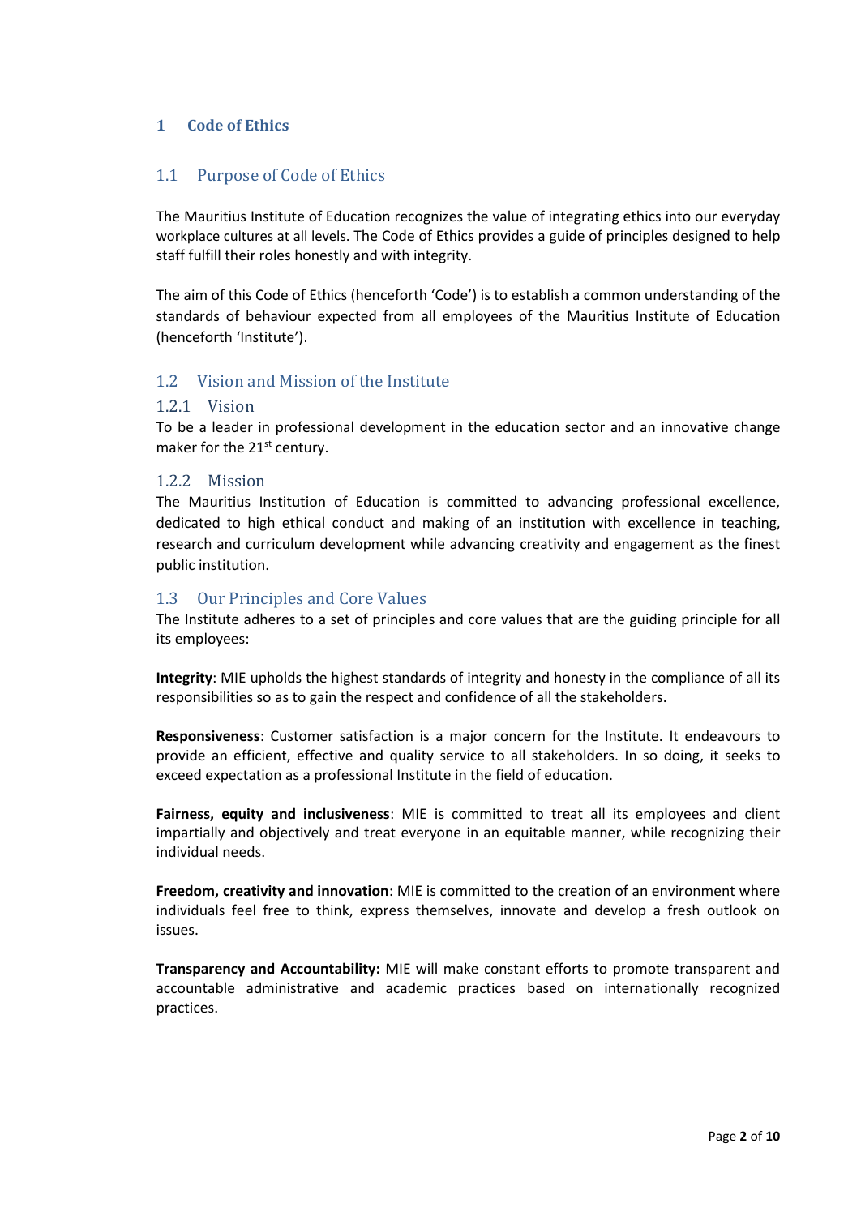# 1 Code of Ethics

## 1.1 Purpose of Code of Ethics

The Mauritius Institute of Education recognizes the value of integrating ethics into our everyday workplace cultures at all levels. The Code of Ethics provides a guide of principles designed to help staff fulfill their roles honestly and with integrity.

The aim of this Code of Ethics (henceforth 'Code') is to establish a common understanding of the standards of behaviour expected from all employees of the Mauritius Institute of Education (henceforth 'Institute').

## 1.2 Vision and Mission of the Institute

### 1.2.1 Vision

To be a leader in professional development in the education sector and an innovative change maker for the 21st century.

### 1.2.2 Mission

The Mauritius Institution of Education is committed to advancing professional excellence, dedicated to high ethical conduct and making of an institution with excellence in teaching, research and curriculum development while advancing creativity and engagement as the finest public institution.

## 1.3 Our Principles and Core Values

The Institute adheres to a set of principles and core values that are the guiding principle for all its employees:

**Integrity**: MIE upholds the highest standards of integrity and honesty in the compliance of all its responsibilities so as to gain the respect and confidence of all the stakeholders.

**Responsiveness**: Customer satisfaction is a major concern for the Institute. It endeavours to provide an efficient, effective and quality service to all stakeholders. In so doing, it seeks to exceed expectation as a professional Institute in the field of education.

**Fairness, equity and inclusiveness**: MIE is committed to treat all its employees and client impartially and objectively and treat everyone in an equitable manner, while recognizing their individual needs.

**Freedom, creativity and innovation**: MIE is committed to the creation of an environment where individuals feel free to think, express themselves, innovate and develop a fresh outlook on issues.

**Transparency and Accountability:** MIE will make constant efforts to promote transparent and accountable administrative and academic practices based on internationally recognized practices.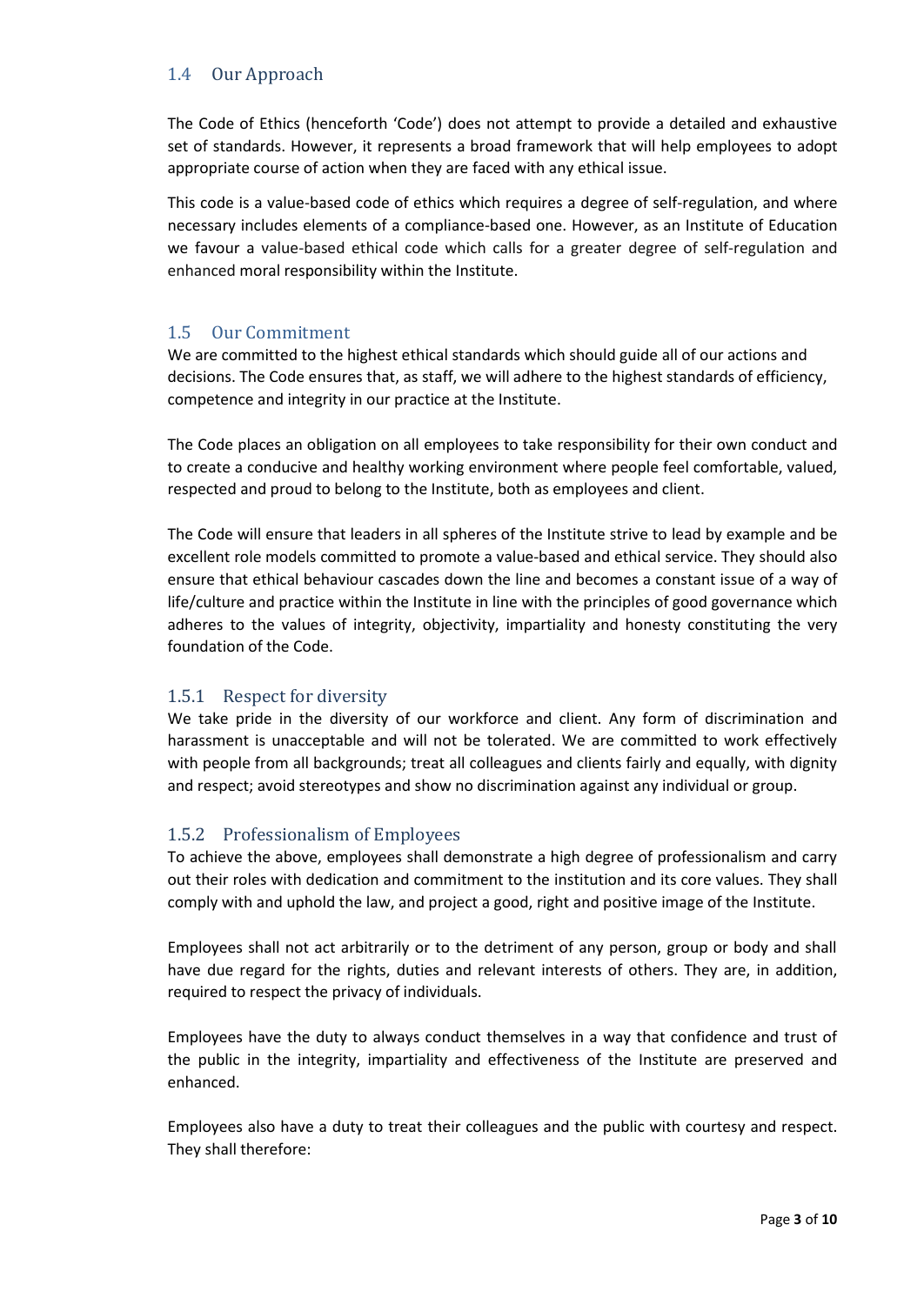### 1.4 Our Approach

The Code of Ethics (henceforth 'Code') does not attempt to provide a detailed and exhaustive set of standards. However, it represents a broad framework that will help employees to adopt appropriate course of action when they are faced with any ethical issue.

This code is a value-based code of ethics which requires a degree of self-regulation, and where necessary includes elements of a compliance-based one. However, as an Institute of Education we favour a value-based ethical code which calls for a greater degree of self-regulation and enhanced moral responsibility within the Institute.

### 1.5 Our Commitment

We are committed to the highest ethical standards which should guide all of our actions and decisions. The Code ensures that, as staff, we will adhere to the highest standards of efficiency, competence and integrity in our practice at the Institute.

The Code places an obligation on all employees to take responsibility for their own conduct and to create a conducive and healthy working environment where people feel comfortable, valued, respected and proud to belong to the Institute, both as employees and client.

The Code will ensure that leaders in all spheres of the Institute strive to lead by example and be excellent role models committed to promote a value-based and ethical service. They should also ensure that ethical behaviour cascades down the line and becomes a constant issue of a way of life/culture and practice within the Institute in line with the principles of good governance which adheres to the values of integrity, objectivity, impartiality and honesty constituting the very foundation of the Code.

#### 1.5.1 Respect for diversity

We take pride in the diversity of our workforce and client. Any form of discrimination and harassment is unacceptable and will not be tolerated. We are committed to work effectively with people from all backgrounds; treat all colleagues and clients fairly and equally, with dignity and respect; avoid stereotypes and show no discrimination against any individual or group.

#### 1.5.2 Professionalism of Employees

To achieve the above, employees shall demonstrate a high degree of professionalism and carry out their roles with dedication and commitment to the institution and its core values. They shall comply with and uphold the law, and project a good, right and positive image of the Institute.

Employees shall not act arbitrarily or to the detriment of any person, group or body and shall have due regard for the rights, duties and relevant interests of others. They are, in addition, required to respect the privacy of individuals.

Employees have the duty to always conduct themselves in a way that confidence and trust of the public in the integrity, impartiality and effectiveness of the Institute are preserved and enhanced.

Employees also have a duty to treat their colleagues and the public with courtesy and respect. They shall therefore: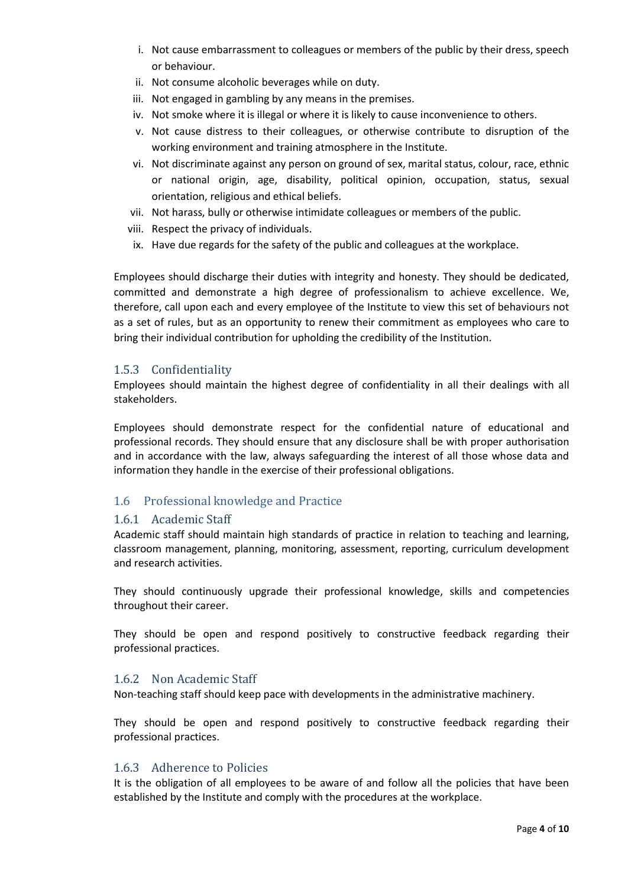i. Not cause embarrassment to colleagues or members of the public by their dress, speech or behaviour.
ii. Not consume alcoholic beverages while on duty.
iii. Not engaged in gambling by any means in the premises.
iv. Not smoke where it is illegal or where it is likely to cause inconvenience to others.
v. Not cause distress to their colleagues, or otherwise contribute to disruption of the working environment and training atmosphere in the Institute.
vi. Not discriminate against any person on ground of sex, marital status, colour, race, ethnic or national origin, age, disability, political opinion, occupation, status, sexual orientation, religious and ethical beliefs.
vii. Not harass, bully or otherwise intimidate colleagues or members of the public.
viii. Respect the privacy of individuals.
ix. Have due regards for the safety of the public and colleagues at the workplace.

Employees should discharge their duties with integrity and honesty. They should be dedicated, committed and demonstrate a high degree of professionalism to achieve excellence. We, therefore, call upon each and every employee of the Institute to view this set of behaviours not as a set of rules, but as an opportunity to renew their commitment as employees who care to bring their individual contribution for upholding the credibility of the Institution.

### 1.5.3 Confidentiality

Employees should maintain the highest degree of confidentiality in all their dealings with all stakeholders.

Employees should demonstrate respect for the confidential nature of educational and professional records. They should ensure that any disclosure shall be with proper authorisation and in accordance with the law, always safeguarding the interest of all those whose data and information they handle in the exercise of their professional obligations.

## 1.6 Professional knowledge and Practice

### 1.6.1 Academic Staff

Academic staff should maintain high standards of practice in relation to teaching and learning, classroom management, planning, monitoring, assessment, reporting, curriculum development and research activities.

They should continuously upgrade their professional knowledge, skills and competencies throughout their career.

They should be open and respond positively to constructive feedback regarding their professional practices.

### 1.6.2 Non Academic Staff

Non-teaching staff should keep pace with developments in the administrative machinery.

They should be open and respond positively to constructive feedback regarding their professional practices.

### 1.6.3 Adherence to Policies

It is the obligation of all employees to be aware of and follow all the policies that have been established by the Institute and comply with the procedures at the workplace.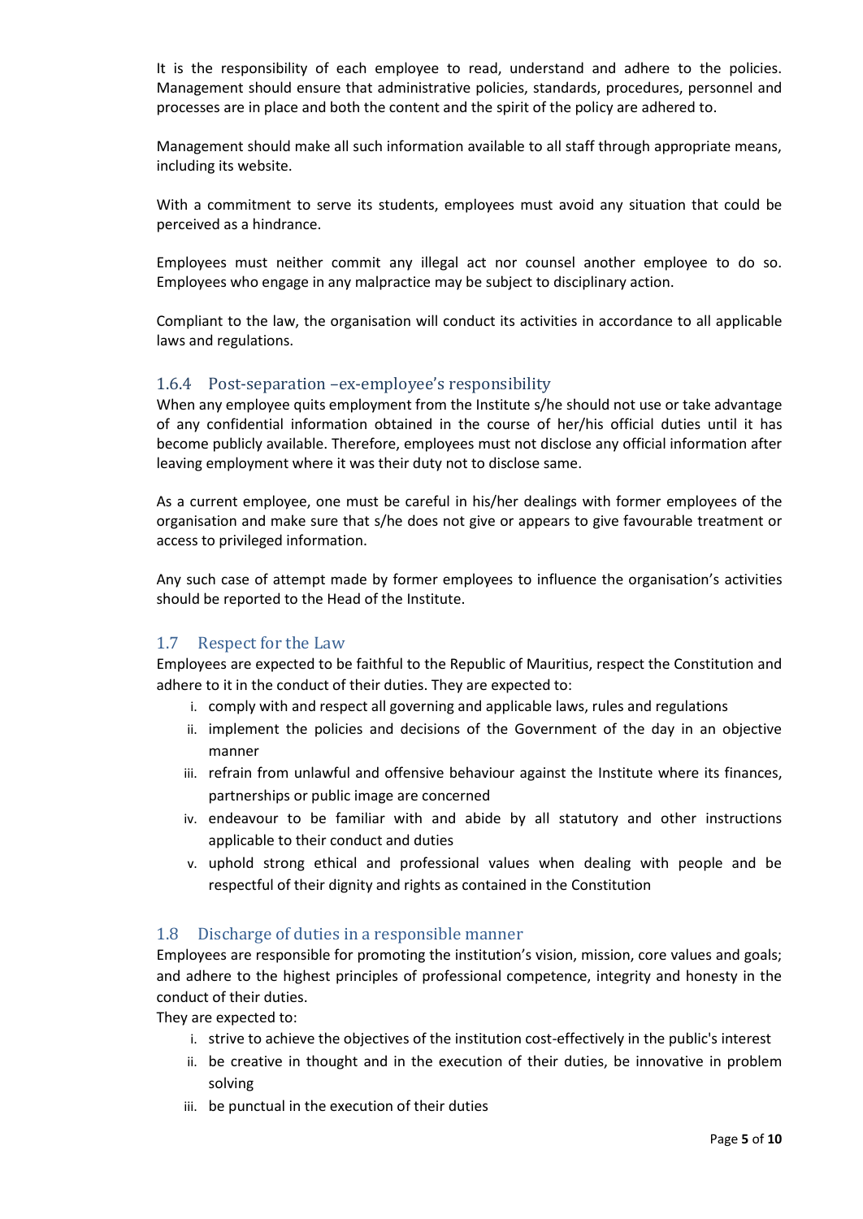It is the responsibility of each employee to read, understand and adhere to the policies. Management should ensure that administrative policies, standards, procedures, personnel and processes are in place and both the content and the spirit of the policy are adhered to.

Management should make all such information available to all staff through appropriate means, including its website.

With a commitment to serve its students, employees must avoid any situation that could be perceived as a hindrance.

Employees must neither commit any illegal act nor counsel another employee to do so. Employees who engage in any malpractice may be subject to disciplinary action.

Compliant to the law, the organisation will conduct its activities in accordance to all applicable laws and regulations.

### 1.6.4 Post-separation –ex-employee's responsibility

When any employee quits employment from the Institute s/he should not use or take advantage of any confidential information obtained in the course of her/his official duties until it has become publicly available. Therefore, employees must not disclose any official information after leaving employment where it was their duty not to disclose same.

As a current employee, one must be careful in his/her dealings with former employees of the organisation and make sure that s/he does not give or appears to give favourable treatment or access to privileged information.

Any such case of attempt made by former employees to influence the organisation's activities should be reported to the Head of the Institute.

## 1.7 Respect for the Law

Employees are expected to be faithful to the Republic of Mauritius, respect the Constitution and adhere to it in the conduct of their duties. They are expected to:

1. comply with and respect all governing and applicable laws, rules and regulations
2. implement the policies and decisions of the Government of the day in an objective manner
3. refrain from unlawful and offensive behaviour against the Institute where its finances, partnerships or public image are concerned
4. endeavour to be familiar with and abide by all statutory and other instructions applicable to their conduct and duties
5. uphold strong ethical and professional values when dealing with people and be respectful of their dignity and rights as contained in the Constitution

## 1.8 Discharge of duties in a responsible manner

Employees are responsible for promoting the institution's vision, mission, core values and goals; and adhere to the highest principles of professional competence, integrity and honesty in the conduct of their duties.

They are expected to:

1. strive to achieve the objectives of the institution cost-effectively in the public's interest
2. be creative in thought and in the execution of their duties, be innovative in problem solving
3. be punctual in the execution of their duties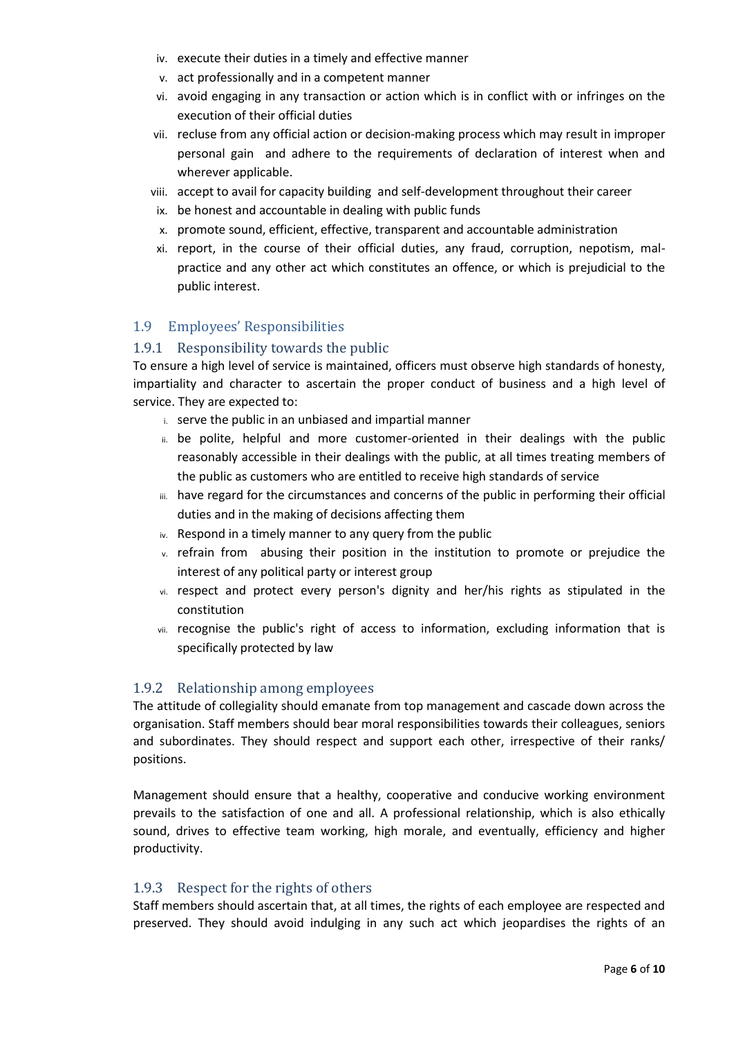iv. execute their duties in a timely and effective manner
v. act professionally and in a competent manner
vi. avoid engaging in any transaction or action which is in conflict with or infringes on the execution of their official duties
vii. recluse from any official action or decision-making process which may result in improper personal gain and adhere to the requirements of declaration of interest when and wherever applicable.
viii. accept to avail for capacity building and self-development throughout their career
ix. be honest and accountable in dealing with public funds
x. promote sound, efficient, effective, transparent and accountable administration
xi. report, in the course of their official duties, any fraud, corruption, nepotism, mal-practice and any other act which constitutes an offence, or which is prejudicial to the public interest.

## 1.9 Employees' Responsibilities

### 1.9.1 Responsibility towards the public

To ensure a high level of service is maintained, officers must observe high standards of honesty, impartiality and character to ascertain the proper conduct of business and a high level of service. They are expected to:

i. serve the public in an unbiased and impartial manner
ii. be polite, helpful and more customer-oriented in their dealings with the public reasonably accessible in their dealings with the public, at all times treating members of the public as customers who are entitled to receive high standards of service
iii. have regard for the circumstances and concerns of the public in performing their official duties and in the making of decisions affecting them
iv. Respond in a timely manner to any query from the public
v. refrain from abusing their position in the institution to promote or prejudice the interest of any political party or interest group
vi. respect and protect every person's dignity and her/his rights as stipulated in the constitution
vii. recognise the public's right of access to information, excluding information that is specifically protected by law

### 1.9.2 Relationship among employees

The attitude of collegiality should emanate from top management and cascade down across the organisation. Staff members should bear moral responsibilities towards their colleagues, seniors and subordinates. They should respect and support each other, irrespective of their ranks/ positions.

Management should ensure that a healthy, cooperative and conducive working environment prevails to the satisfaction of one and all. A professional relationship, which is also ethically sound, drives to effective team working, high morale, and eventually, efficiency and higher productivity.

### 1.9.3 Respect for the rights of others

Staff members should ascertain that, at all times, the rights of each employee are respected and preserved. They should avoid indulging in any such act which jeopardises the rights of an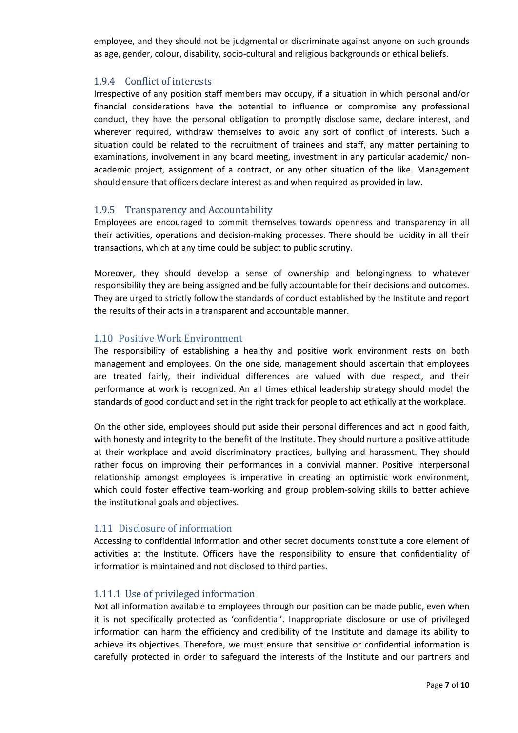employee, and they should not be judgmental or discriminate against anyone on such grounds as age, gender, colour, disability, socio-cultural and religious backgrounds or ethical beliefs.

#### 1.9.4 Conflict of interests

Irrespective of any position staff members may occupy, if a situation in which personal and/or financial considerations have the potential to influence or compromise any professional conduct, they have the personal obligation to promptly disclose same, declare interest, and wherever required, withdraw themselves to avoid any sort of conflict of interests. Such a situation could be related to the recruitment of trainees and staff, any matter pertaining to examinations, involvement in any board meeting, investment in any particular academic/ non-academic project, assignment of a contract, or any other situation of the like. Management should ensure that officers declare interest as and when required as provided in law.

#### 1.9.5 Transparency and Accountability

Employees are encouraged to commit themselves towards openness and transparency in all their activities, operations and decision-making processes. There should be lucidity in all their transactions, which at any time could be subject to public scrutiny.

Moreover, they should develop a sense of ownership and belongingness to whatever responsibility they are being assigned and be fully accountable for their decisions and outcomes. They are urged to strictly follow the standards of conduct established by the Institute and report the results of their acts in a transparent and accountable manner.

### 1.10 Positive Work Environment

The responsibility of establishing a healthy and positive work environment rests on both management and employees. On the one side, management should ascertain that employees are treated fairly, their individual differences are valued with due respect, and their performance at work is recognized. An all times ethical leadership strategy should model the standards of good conduct and set in the right track for people to act ethically at the workplace.

On the other side, employees should put aside their personal differences and act in good faith, with honesty and integrity to the benefit of the Institute. They should nurture a positive attitude at their workplace and avoid discriminatory practices, bullying and harassment. They should rather focus on improving their performances in a convivial manner. Positive interpersonal relationship amongst employees is imperative in creating an optimistic work environment, which could foster effective team-working and group problem-solving skills to better achieve the institutional goals and objectives.

### 1.11 Disclosure of information

Accessing to confidential information and other secret documents constitute a core element of activities at the Institute. Officers have the responsibility to ensure that confidentiality of information is maintained and not disclosed to third parties.

#### 1.11.1 Use of privileged information

Not all information available to employees through our position can be made public, even when it is not specifically protected as 'confidential'. Inappropriate disclosure or use of privileged information can harm the efficiency and credibility of the Institute and damage its ability to achieve its objectives. Therefore, we must ensure that sensitive or confidential information is carefully protected in order to safeguard the interests of the Institute and our partners and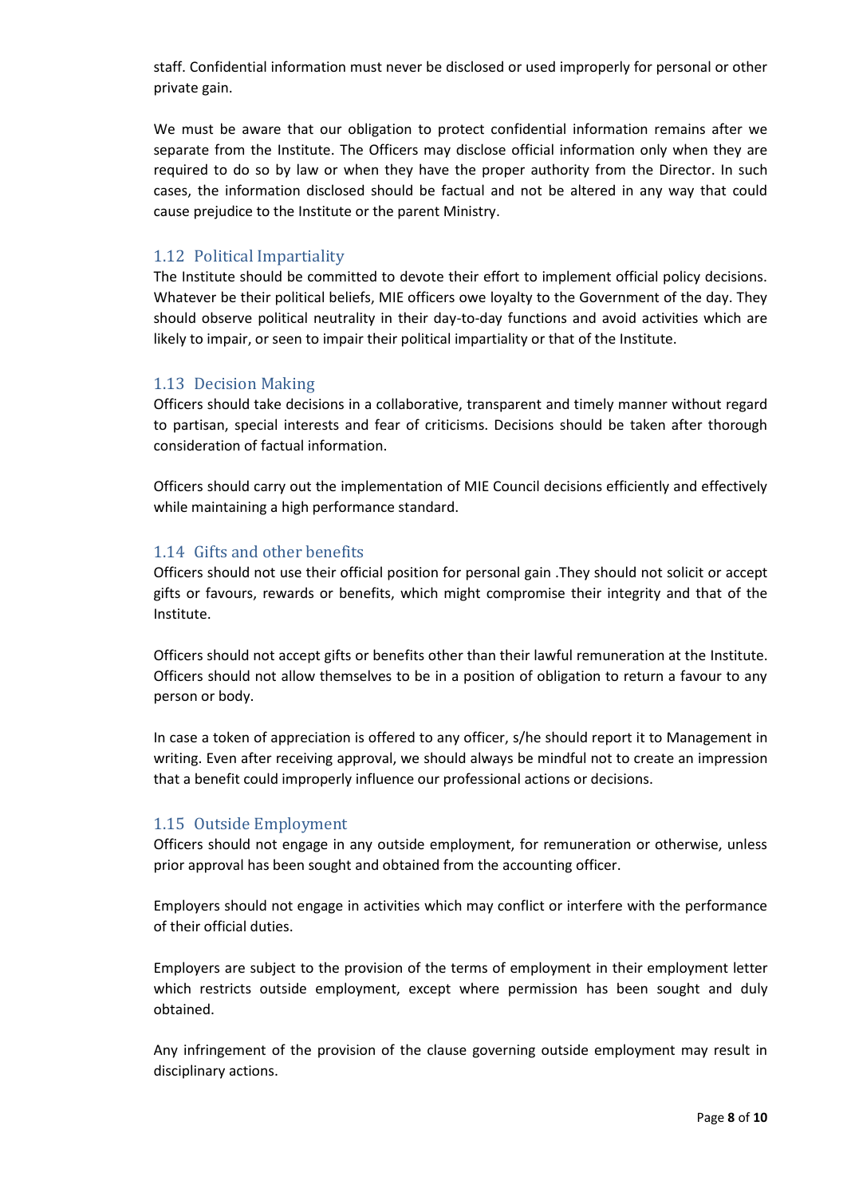staff. Confidential information must never be disclosed or used improperly for personal or other private gain.

We must be aware that our obligation to protect confidential information remains after we separate from the Institute. The Officers may disclose official information only when they are required to do so by law or when they have the proper authority from the Director. In such cases, the information disclosed should be factual and not be altered in any way that could cause prejudice to the Institute or the parent Ministry.

### 1.12 Political Impartiality

The Institute should be committed to devote their effort to implement official policy decisions. Whatever be their political beliefs, MIE officers owe loyalty to the Government of the day. They should observe political neutrality in their day-to-day functions and avoid activities which are likely to impair, or seen to impair their political impartiality or that of the Institute.

### 1.13 Decision Making

Officers should take decisions in a collaborative, transparent and timely manner without regard to partisan, special interests and fear of criticisms. Decisions should be taken after thorough consideration of factual information.

Officers should carry out the implementation of MIE Council decisions efficiently and effectively while maintaining a high performance standard.

### 1.14 Gifts and other benefits

Officers should not use their official position for personal gain .They should not solicit or accept gifts or favours, rewards or benefits, which might compromise their integrity and that of the Institute.

Officers should not accept gifts or benefits other than their lawful remuneration at the Institute. Officers should not allow themselves to be in a position of obligation to return a favour to any person or body.

In case a token of appreciation is offered to any officer, s/he should report it to Management in writing. Even after receiving approval, we should always be mindful not to create an impression that a benefit could improperly influence our professional actions or decisions.

### 1.15 Outside Employment

Officers should not engage in any outside employment, for remuneration or otherwise, unless prior approval has been sought and obtained from the accounting officer.

Employers should not engage in activities which may conflict or interfere with the performance of their official duties.

Employers are subject to the provision of the terms of employment in their employment letter which restricts outside employment, except where permission has been sought and duly obtained.

Any infringement of the provision of the clause governing outside employment may result in disciplinary actions.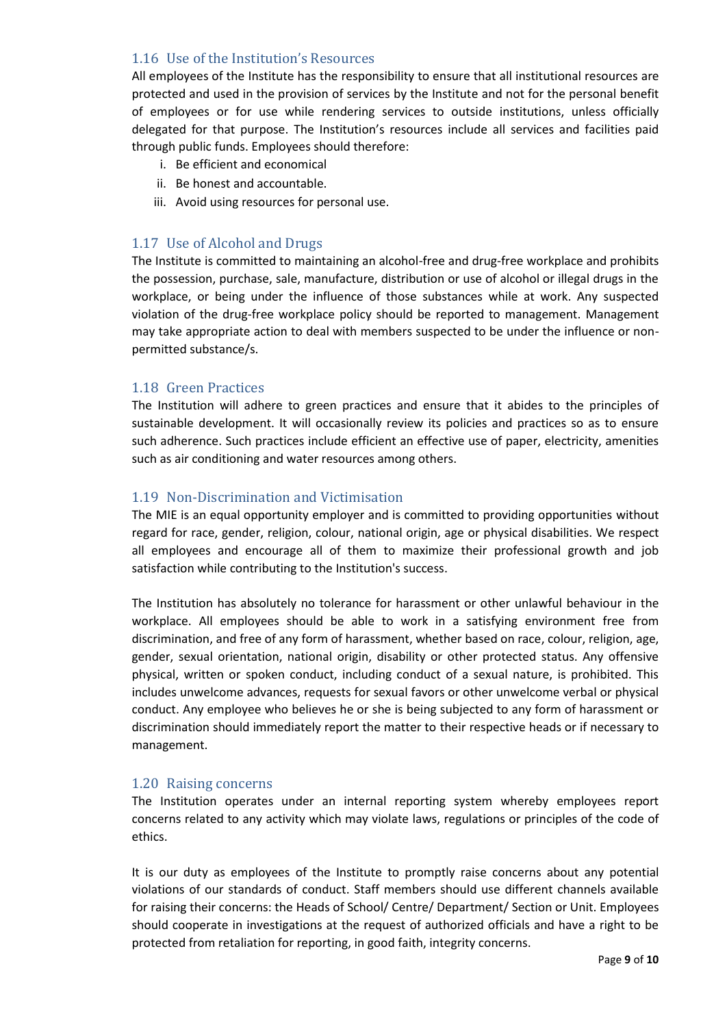### 1.16 Use of the Institution's Resources

All employees of the Institute has the responsibility to ensure that all institutional resources are protected and used in the provision of services by the Institute and not for the personal benefit of employees or for use while rendering services to outside institutions, unless officially delegated for that purpose. The Institution's resources include all services and facilities paid through public funds. Employees should therefore:

i. Be efficient and economical
ii. Be honest and accountable.
iii. Avoid using resources for personal use.

### 1.17 Use of Alcohol and Drugs

The Institute is committed to maintaining an alcohol-free and drug-free workplace and prohibits the possession, purchase, sale, manufacture, distribution or use of alcohol or illegal drugs in the workplace, or being under the influence of those substances while at work. Any suspected violation of the drug-free workplace policy should be reported to management. Management may take appropriate action to deal with members suspected to be under the influence or non-permitted substance/s.

### 1.18 Green Practices

The Institution will adhere to green practices and ensure that it abides to the principles of sustainable development. It will occasionally review its policies and practices so as to ensure such adherence. Such practices include efficient an effective use of paper, electricity, amenities such as air conditioning and water resources among others.

### 1.19 Non-Discrimination and Victimisation

The MIE is an equal opportunity employer and is committed to providing opportunities without regard for race, gender, religion, colour, national origin, age or physical disabilities. We respect all employees and encourage all of them to maximize their professional growth and job satisfaction while contributing to the Institution's success.

The Institution has absolutely no tolerance for harassment or other unlawful behaviour in the workplace. All employees should be able to work in a satisfying environment free from discrimination, and free of any form of harassment, whether based on race, colour, religion, age, gender, sexual orientation, national origin, disability or other protected status. Any offensive physical, written or spoken conduct, including conduct of a sexual nature, is prohibited. This includes unwelcome advances, requests for sexual favors or other unwelcome verbal or physical conduct. Any employee who believes he or she is being subjected to any form of harassment or discrimination should immediately report the matter to their respective heads or if necessary to management.

### 1.20 Raising concerns

The Institution operates under an internal reporting system whereby employees report concerns related to any activity which may violate laws, regulations or principles of the code of ethics.

It is our duty as employees of the Institute to promptly raise concerns about any potential violations of our standards of conduct. Staff members should use different channels available for raising their concerns: the Heads of School/ Centre/ Department/ Section or Unit. Employees should cooperate in investigations at the request of authorized officials and have a right to be protected from retaliation for reporting, in good faith, integrity concerns.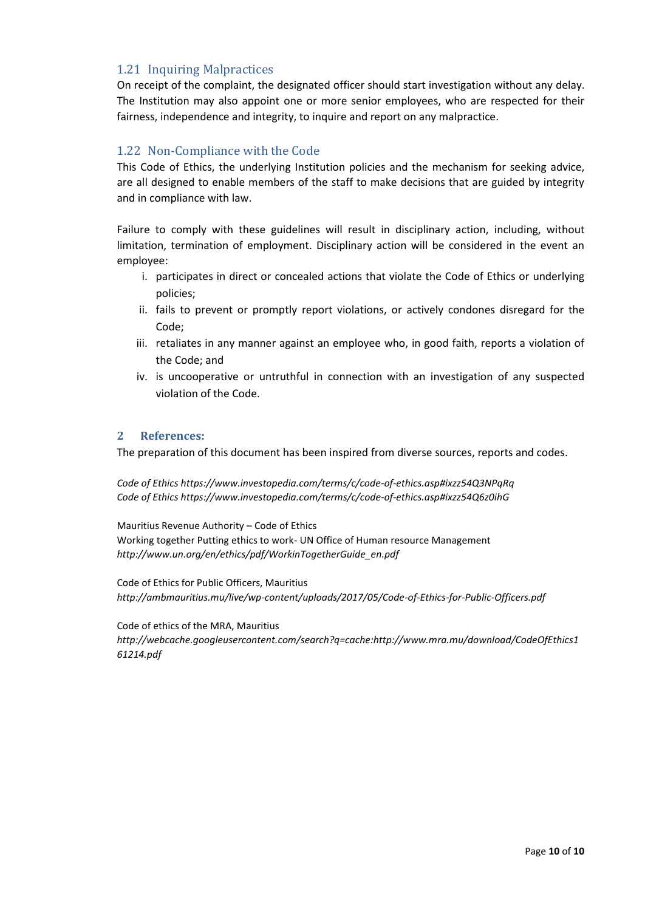### 1.21 Inquiring Malpractices

On receipt of the complaint, the designated officer should start investigation without any delay. The Institution may also appoint one or more senior employees, who are respected for their fairness, independence and integrity, to inquire and report on any malpractice.

### 1.22 Non-Compliance with the Code

This Code of Ethics, the underlying Institution policies and the mechanism for seeking advice, are all designed to enable members of the staff to make decisions that are guided by integrity and in compliance with law.

Failure to comply with these guidelines will result in disciplinary action, including, without limitation, termination of employment. Disciplinary action will be considered in the event an employee:

i. participates in direct or concealed actions that violate the Code of Ethics or underlying policies;
ii. fails to prevent or promptly report violations, or actively condones disregard for the Code;
iii. retaliates in any manner against an employee who, in good faith, reports a violation of the Code; and
iv. is uncooperative or untruthful in connection with an investigation of any suspected violation of the Code.

## 2 References:

The preparation of this document has been inspired from diverse sources, reports and codes.

*Code of Ethics https://www.investopedia.com/terms/c/code-of-ethics.asp#ixzz54Q3NPqRq*
*Code of Ethics https://www.investopedia.com/terms/c/code-of-ethics.asp#ixzz54Q6z0ihG*

Mauritius Revenue Authority – Code of Ethics
Working together Putting ethics to work- UN Office of Human resource Management
*http://www.un.org/en/ethics/pdf/WorkinTogetherGuide_en.pdf*

Code of Ethics for Public Officers, Mauritius
*http://ambmauritius.mu/live/wp-content/uploads/2017/05/Code-of-Ethics-for-Public-Officers.pdf*

Code of ethics of the MRA, Mauritius
*http://webcache.googleusercontent.com/search?q=cache:http://www.mra.mu/download/CodeOfEthics161214.pdf*